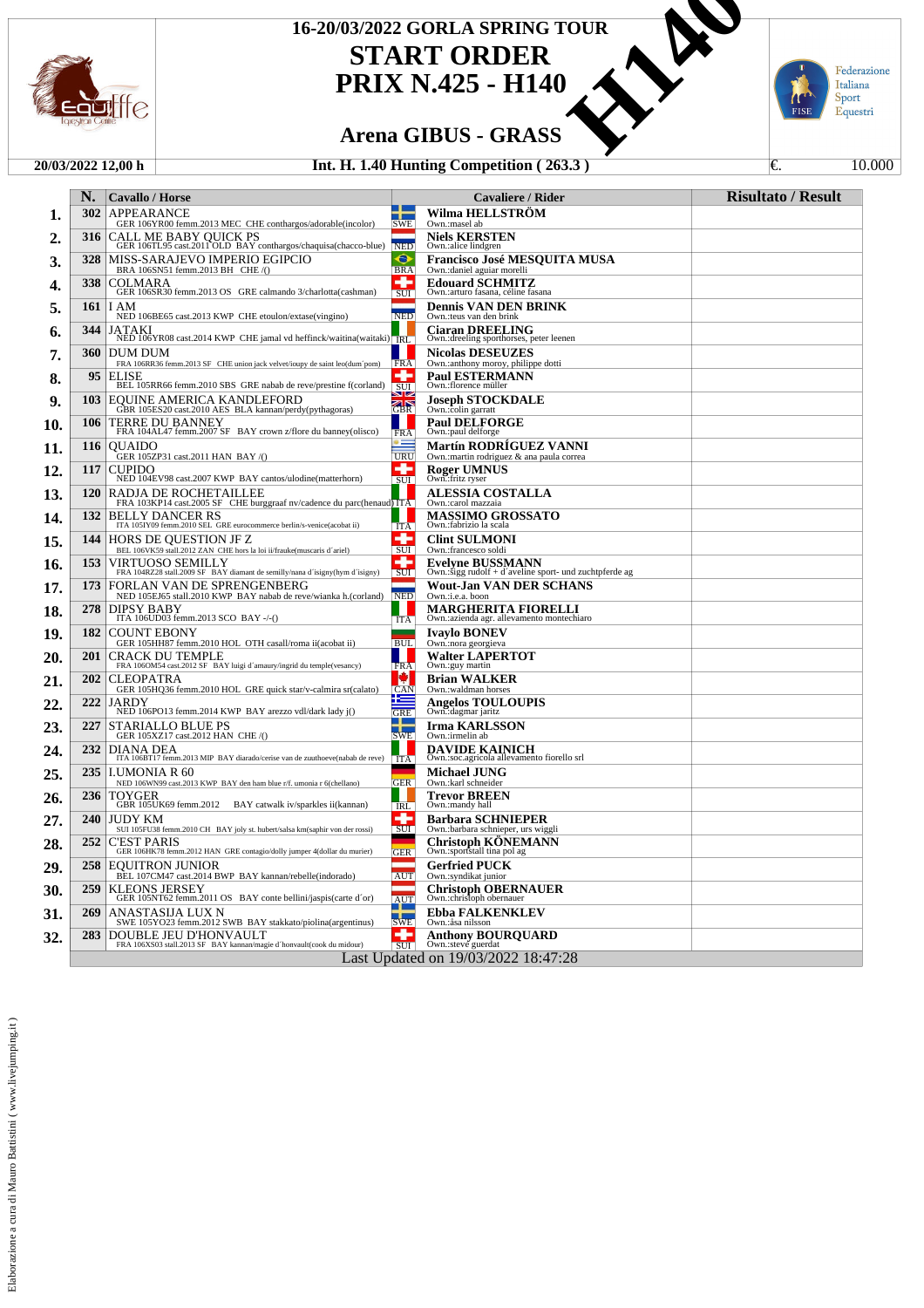# 16-20/03/2022 GORLA SPRING TOUR

# START ORDER
# PRIX N.425 - H140

## Arena GIBUS - GRASS

**20/03/2022 12,00 h** | **Int. H. 1.40 Hunting Competition ( 263.3 )** | €. 10.000

| | N. | Cavallo / Horse | | Cavaliere / Rider | Risultato / Result |
|---|---|---|---|---|---|
| 1. | 302 | APPEARANCE<br>GER 106YR00 femm.2013 MEC CHE conthargos/adorable(incolor) | SWE | Wilma HELLSTRÖM<br>Own.:masel ab | |
| 2. | 316 | CALL ME BABY QUICK PS<br>GER 106TL95 cast.2011 OLD BAY conthargos/chaquisa(chacco-blue) | NED | Niels KERSTEN<br>Own.:alice lindgren | |
| 3. | 328 | MISS-SARAJEVO IMPERIO EGIPCIO<br>BRA 106SN51 femm.2013 BH CHE /() | BRA | Francisco José MESQUITA MUSA<br>Own.:daniel aguiar morelli | |
| 4. | 338 | COLMARA<br>GER 106SR30 femm.2013 OS GRE calmando 3/charlotta(cashman) | SUI | Edouard SCHMITZ<br>Own.:arturo fasana, céline fasana | |
| 5. | 161 | I AM<br>NED 106BE65 cast.2013 KWP CHE etoulon/extase(vingino) | NED | Dennis VAN DEN BRINK<br>Own.:teus van den brink | |
| 6. | 344 | JATAKI<br>NED 106YR08 cast.2014 KWP CHE jamal vd heffinck/waitina(waitaki) | IRL | Ciaran DREELING<br>Own.:dreeling sporthorses, peter leenen | |
| 7. | 360 | DUM DUM<br>FRA 106RR36 femm.2013 SF CHE union jack velvet/ioupy de saint leo(dum`pom) | FRA | Nicolas DESEUZES<br>Own.:anthony moroy, philippe dotti | |
| 8. | 95 | ELISE<br>BEL 105RR66 femm.2010 SBS GRE nabab de reve/prestine f(corland) | SUI | Paul ESTERMANN<br>Own.:florence müller | |
| 9. | 103 | EQUINE AMERICA KANDLEFORD<br>GBR 105ES20 cast.2010 AES BLA kannan/perdy(pythagoras) | GBR | Joseph STOCKDALE<br>Own.:colin garratt | |
| 10. | 106 | TERRE DU BANNEY<br>FRA 104AL47 femm.2007 SF BAY crown z/flore du banney(olisco) | FRA | Paul DELFORGE<br>Own.:paul delforge | |
| 11. | 116 | QUAIDO<br>GER 105ZP31 cast.2011 HAN BAY /() | URU | Martín RODRÍGUEZ VANNI<br>Own.:martin rodriguez & ana paula correa | |
| 12. | 117 | CUPIDO<br>NED 104EV98 cast.2007 KWP BAY cantos/ulodine(matterhorn) | SUI | Roger UMNUS<br>Own.:fritz ryser | |
| 13. | 120 | RADJA DE ROCHETAILLEE<br>FRA 103KP14 cast.2005 SF CHE burggraaf nv/cadence du parc(henaud) | ITA | ALESSIA COSTALLA<br>Own.:carol mazzaia | |
| 14. | 132 | BELLY DANCER RS<br>ITA 105IY09 femm.2010 SEL GRE eurocommerce berlin/s-venice(acobat ii) | ITA | MASSIMO GROSSATO<br>Own.:fabrizio la scala | |
| 15. | 144 | HORS DE QUESTION JF Z<br>BEL 106VK59 stall.2012 ZAN CHE hors la loi ii/frauke(muscaris d`ariel) | SUI | Clint SULMONI<br>Own.:francesco soldi | |
| 16. | 153 | VIRTUOSO SMILLY<br>FRA 104RZ28 stall.2009 SF BAY diamant de semilly/nana d`isigny(hym d`isigny) | SUI | Evelyne BUSSMANN<br>Own.:sigg rudolf + d`aveline sport- und zuchtpferde ag | |
| 17. | 173 | FORLAN VAN DE SPRENGENBERG<br>NED 105EJ65 stall.2010 KWP BAY nabab de reve/wianka h.(corland) | NED | Wout-Jan VAN DER SCHANS<br>Own.:i.e.a. boon | |
| 18. | 278 | DIPSY BABY<br>ITA 106UD03 femm.2013 SCO BAY -/-() | ITA | MARGHERITA FIORELLI<br>Own.:azienda agr. allevamento montechiaro | |
| 19. | 182 | COUNT EBONY<br>GER 105HH87 femm.2010 HOL OTH casall/roma ii(acobat ii) | BUL | Ivaylo BONEV<br>Own.:nora georgieva | |
| 20. | 201 | CRACK DU TEMPLE<br>FRA 106OM54 cast.2012 SF BAY luigi d`amaury/ingrid du temple(vesancy) | FRA | Walter LAPERTOT<br>Own.:guy martin | |
| 21. | 202 | CLEOPATRA<br>GER 105HQ36 femm.2010 HOL GRE quick star/v-calmira sr(calato) | CAN | Brian WALKER<br>Own.:waldman horses | |
| 22. | 222 | JARDY<br>NED 106PO13 femm.2014 KWP BAY arezzo vdl/dark lady j() | GRE | Angelos TOULOUPIS<br>Own.:dagmar jaritz | |
| 23. | 227 | STARIALLO BLUE PS<br>GER 105XZ17 cast.2012 HAN CHE /() | SWE | Irma KARLSSON<br>Own.:irmelin ab | |
| 24. | 232 | DIANA DEA<br>ITA 106BT17 femm.2013 MIP BAY diarado/cerise van de zuuthoeve(nabab de reve) | ITA | DAVIDE KAINICH<br>Own.:soc.agricola allevamento fiorello srl | |
| 25. | 235 | I.UMONIA R 60<br>NED 106WN99 cast.2013 KWP BAY den ham blue r/f. umonia r 6(chellano) | GER | Michael JUNG<br>Own.:karl schneider | |
| 26. | 236 | TOYGER<br>GBR 105UK69 femm.2012 BAY catwalk iv/sparkles ii(kannan) | IRL | Trevor BREEN<br>Own.:mandy hall | |
| 27. | 240 | JUDY KM<br>SUI 105FU38 femm.2010 CH BAY joly st. hubert/salsa km(saphir von der rossi) | SUI | Barbara SCHNIEPER<br>Own.:barbara schnieper, urs wiggli | |
| 28. | 252 | C'EST PARIS<br>GER 106HK78 femm.2012 HAN GRE contagio/dolly jumper 4(dollar du murier) | GER | Christoph KÖNEMANN<br>Own.:sportstall tina pol ag | |
| 29. | 258 | EQUITRON JUNIOR<br>BEL 107CM47 cast.2014 BWP BAY kannan/rebelle(indorado) | AUT | Gerfried PUCK<br>Own.:syndikat junior | |
| 30. | 259 | KLEONS JERSEY<br>GER 105NT62 femm.2011 OS BAY conte bellini/jaspis(carte d`or) | AUT | Christoph OBERNAUER<br>Own.:christoph obernauer | |
| 31. | 269 | ANASTASIJA LUX N<br>SWE 105YO23 femm.2012 SWB BAY stakkato/piolina(argentinus) | SWE | Ebba FALKENKLEV<br>Own.:åsa nilsson | |
| 32. | 283 | DOUBLE JEU D'HONVAULT<br>FRA 106XS03 stall.2013 SF BAY kannan/magie d`honvault(cook du midour) | SUI | Anthony BOURQUARD<br>Own.:steve guerdat | |

Last Updated on 19/03/2022 18:47:28

Elaborazione a cura di Mauro Battistini ( www.livejumping.it )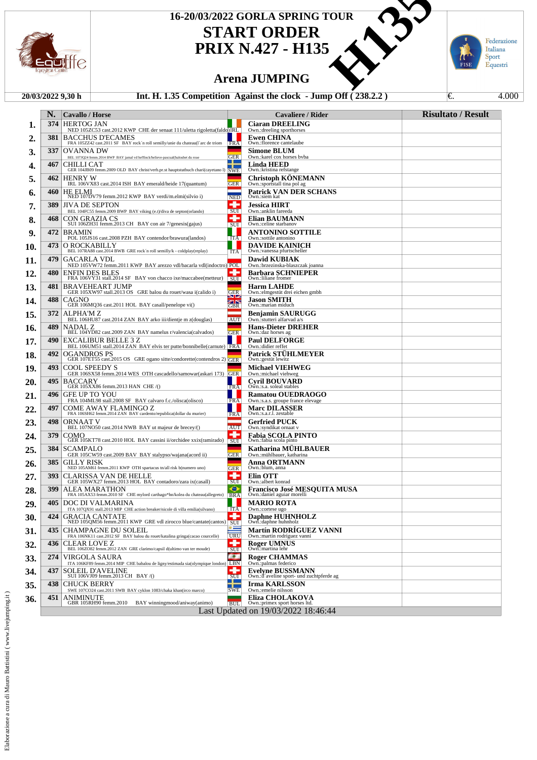# 16-20/03/2022 GORLA SPRING TOUR

## START ORDER

## PRIX N.427 - H135

## Arena JUMPING

**20/03/2022 9,30 h** | **Int. H. 1.35 Competition Against the clock - Jump Off ( 238.2.2 )** | €. 4.000

| | N. | Cavallo / Horse | | Cavaliere / Rider | Risultato / Result |
|---|---|---|---|---|---|
| 1. | 374 | HERTOG JAN<br>NED 105ZC53 cast.2012 KWP CHE der senaat 111/uletta rigoletta(faldo) | IRL | **Ciaran DREELING**<br>Own.:dreeling sporthorses | |
| 2. | 381 | BACCHUS D'ECAMES<br>FRA 105ZZ42 cast.2011 SF BAY rock´n roll semilly/unie du chateau(l´arc de triom | FRA | **Ewen CHINA**<br>Own.:florence cantelaube | |
| 3. | 337 | OVANNA DW<br>BEL 107JQ24 femm.2014 BWP BAY jamal vd heffinck/believe-pascual(baloubet du roue | GER | **Simone BLUM**<br>Own.:karel cox horses bvba | |
| 4. | 467 | CHILLI CAT<br>GER 104JB09 femm.2009 OLD BAY christ/verb.pr.st hauptstutbuch chari(cayetano l) | SWE | **Linda HEED**<br>Own.:kristina refstange | |
| 5. | 462 | HENRY W<br>IRL 106VX83 cast.2014 ISH BAY emerald/heide 17(quantum) | GER | **Christoph KÖNEMANN**<br>Own.:sportstall tina pol ag | |
| 6. | 460 | HE ELMI<br>NED 107DV79 femm.2012 KWP BAY verdi/m.elmi(silvio i) | NED | **Patrick VAN DER SCHANS**<br>Own.:siem kat | |
| 7. | 389 | JIVA DE SEPTON<br>BEL 104FC55 femm.2009 BWP BAY viking (e.t)/diva de septon(orlando) | SUI | **Jessica HIRT**<br>Own.:anklin fareeda | |
| 8. | 468 | CON GRAZIA CS<br>SUI 106ZH31 femm.2013 CH BAY con air 7/genesis(gajus) | SUI | **Elian BAUMANN**<br>Own.:celine starbanov | |
| 9. | 472 | BRAMIN<br>POL 105JS16 cast.2008 PZH BAY contendor/brawura(landos) | ITA | **ANTONINO SOTTILE**<br>Own.:sottile antonino | |
| 10. | 473 | O ROCKABILLY<br>BEL 107RA88 cast.2014 BWB GRE rock´n roll semilly/k - coldplay(replay) | ITA | **DAVIDE KAINICH**<br>Own.:vanessa pfurtscheller | |
| 11. | 479 | GACARLA VDL<br>NED 105VW72 femm.2011 KWP BAY arezzo vdl/bacarla vdl(indoctro) | POL | **Dawid KUBIAK**<br>Own.:brzezinska-blaszczak joanna | |
| 12. | 480 | ENFIN DES BLES<br>FRA 106VY31 stall.2014 SF BAY von chacco ixe/maccabee(metteur) | SUI | **Barbara SCHNIEPER**<br>Own.:liliane fromer | |
| 13. | 481 | BRAVEHEART JUMP<br>GER 105XW97 stall.2013 OS GRE balou du rouet/wasa i(calido i) | GER | **Harm LAHDE**<br>Own.:elmgestüt drei eichen gmbh | |
| 14. | 488 | CAGNO<br>GER 106MQ36 cast.2011 HOL BAY casall/penelope vi() | GBR | **Jason SMITH**<br>Own.:marian miduch | |
| 15. | 372 | ALPHA'M Z<br>BEL 106HU87 cast.2014 ZAN BAY arko iii/dientje m z(douglas) | AUT | **Benjamin SAURUGG**<br>Own.:stutteri alfarvad a/s | |
| 16. | 489 | NADAL Z<br>BEL 104YD82 cast.2009 ZAN BAY namelus r/valencia(calvados) | GER | **Hans-Dieter DREHER**<br>Own.:daz horses ag | |
| 17. | 490 | EXCALIBUR BELLE 3 Z<br>BEL 106UM51 stall.2014 ZAN BAY elvis ter putte/bonnibelle(carnute) | FRA | **Paul DELFORGE**<br>Own.:didier reffet | |
| 18. | 492 | OGANDROS PS<br>GER 107ET55 cast.2015 OS GRE ogano sitte/condorette(contendros 2) | GER | **Patrick STÜHLMEYER**<br>Own.:gestüt lewitz | |
| 19. | 493 | COOL SPEEDY S<br>GER 106SX58 femm.2014 WES OTH cascadello/samowar(askari 173) | GER | **Michael VIEHWEG**<br>Own.:michael viehweg | |
| 20. | 495 | BACCARY<br>GER 105XX86 femm.2013 HAN CHE /() | FRA | **Cyril BOUVARD**<br>Own.:s.a. soleal stables | |
| 21. | 496 | GFE UP TO YOU<br>FRA 104ML98 stall.2008 SF BAY calvaro f.c./olisca(olisco) | FRA | **Ramatou OUEDRAOGO**<br>Own.:s.a.s. groupe france elevage | |
| 22. | 497 | COME AWAY FLAMINGO Z<br>FRA 106SH62 femm.2014 ZAN BAY cardento/republica(dollar du murier) | FRA | **Marc DILASSER**<br>Own.:s.a.r.l. zestable | |
| 23. | 498 | ORNAAT V<br>BEL 107NO50 cast.2014 NWB BAY ut majeur de brecey/() | AUT | **Gerfried PUCK**<br>Own.:syndikat ornaat v | |
| 24. | 379 | COMO<br>GER 105KT78 cast.2010 HOL BAY cassini ii/orchidee xxix(ramirado) | SUI | **Fabia SCOLA PINTO**<br>Own.:fabia scola pinto | |
| 25. | 384 | SCAMPALO<br>GER 105CW59 cast.2009 BAV BAY stalypso/wajana(acord ii) | GER | **Katharina MÜHLBAUER**<br>Own.:mühlbauer, katharina | |
| 26. | 385 | GILLY RISK<br>NED 105AM61 femm.2011 KWP OTH spartacus tn/all risk b(numero uno) | GER | **Anna ORTMANN**<br>Own.:blum, anna | |
| 27. | 393 | CLARISSA VAN DE HELLE<br>GER 105WX27 femm.2013 HOL BAY contadoro/zara ix(casall) | SUI | **Elin OTT**<br>Own.:albert konrad | |
| 28. | 399 | ALEA MARATHON<br>FRA 105AX53 femm.2010 SF CHE mylord carthago*hn/kolea du chateau(allegreto) | BRA | **Francisco José MESQUITA MUSA**<br>Own.:daniel aguiar morelli | |
| 29. | 405 | DOC DI VALMARINA<br>ITA 107QX91 stall.2013 MIP CHE action breaker/nicole di villa emilia(silvano) | ITA | **MARIO ROTA**<br>Own.:cortese ugo | |
| 30. | 424 | GRACIA CANTATE<br>NED 105QM56 femm.2011 KWP GRE vdl zirocco blue/cantate(cantos) | SUI | **Daphne HUHNHOLZ**<br>Own.:daphne huhnholz | |
| 31. | 435 | CHAMPAGNE DU SOLEIL<br>FRA 106NK11 cast.2012 SF BAY balou du rouet/katalina gringa(cacao courcelle) | URU | **Martín RODRÍGUEZ VANNI**<br>Own.:martin rodriguez vanni | |
| 32. | 436 | CLEAR LOVE Z<br>BEL 106ZO82 femm.2012 ZAN GRE clarimo/capsil d(ultimo van ter moude) | SUI | **Roger UMNUS**<br>Own.:martina lehr | |
| 33. | 274 | VIRGOLA SAURA<br>ITA 106KF89 femm.2014 MIP CHE babalou de ligny/estimada sia(olympique london) | LBN | **Roger CHAMMAS**<br>Own.:palmas federico | |
| 34. | 437 | SOLEIL D'AVELINE<br>SUI 106VJ09 femm.2013 CH BAY /() | SUI | **Evelyne BUSSMANN**<br>Own.:d'aveline sport- und zuchtpferde ag | |
| 35. | 438 | CHUCK BERRY<br>SWE 107CO24 cast.2011 SWB BAY cyklon 1083/chaka khan(irco marco) | SWE | **Irma KARLSSON**<br>Own.:emelie nilsson | |
| 36. | 451 | ANIMINUTE<br>GBR 105RH90 femm.2010 BAY winningmood/aniway(animo) | BUL | **Eliza CHOLAKOVA**<br>Own.:primex sport horses ltd. | |

Last Updated on 19/03/2022 18:46:44

Elaborazione a cura di Mauro Battistini ( www.livejumping.it )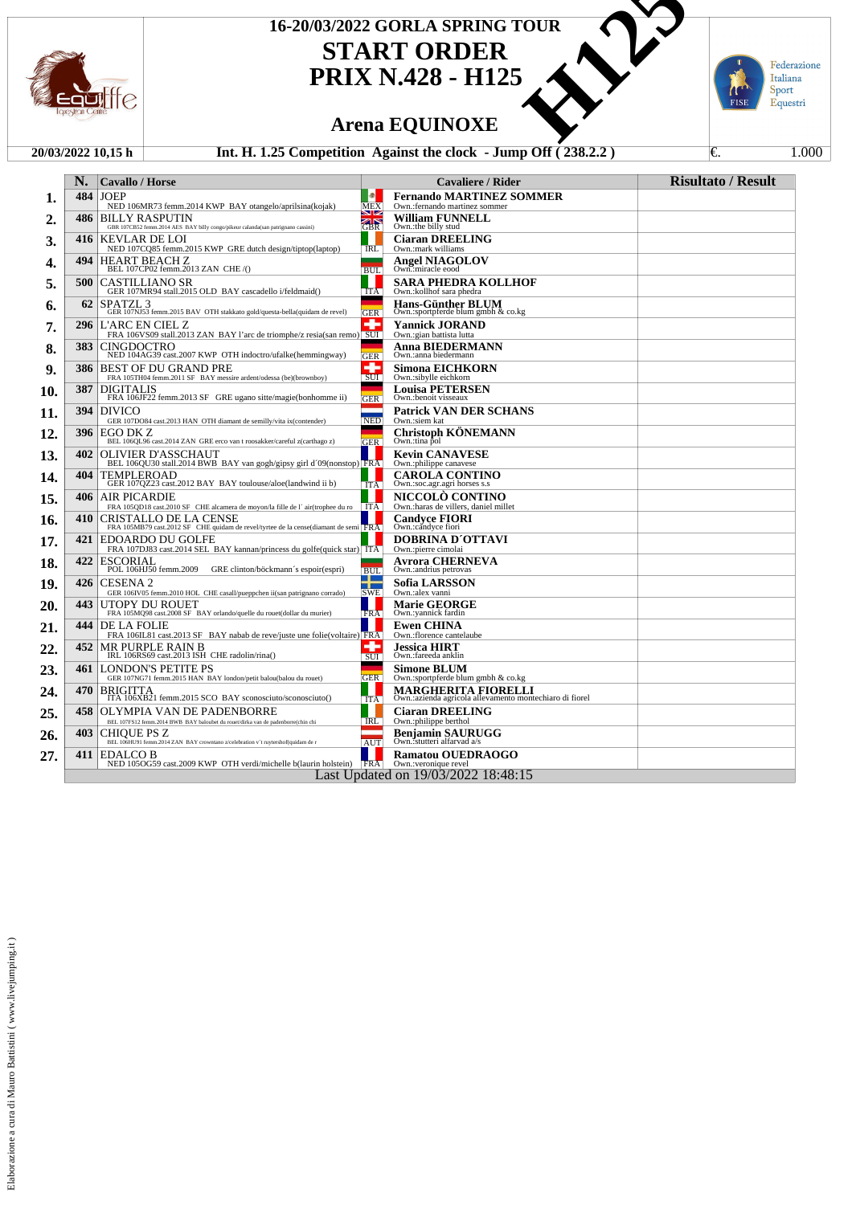# 16-20/03/2022 GORLA SPRING TOUR

## START ORDER

## PRIX N.428 - H125

H125

### Arena EQUINOXE

Federazione Italiana Sport Equestri

**20/03/2022 10,15 h** | **Int. H. 1.25 Competition Against the clock - Jump Off ( 238.2.2 )** | €. 1.000

| | N. | Cavallo / Horse | | Cavaliere / Rider | Risultato / Result |
|---|---|---|---|---|---|
| 1. | 484 | JOEP<br>NED 106MR73 femm.2014 KWP BAY otangelo/aprilsina(kojak) | MEX | **Fernando MARTINEZ SOMMER**<br>Own.:fernando martinez sommer | |
| 2. | 486 | BILLY RASPUTIN<br>GBR 107CB52 femm.2014 AES BAY billy congo/pikeur calanda(san patrignano cassini) | GBR | **William FUNNELL**<br>Own.:the billy stud | |
| 3. | 416 | KEVLAR DE LOI<br>NED 107CQ85 femm.2015 KWP GRE dutch design/tiptop(laptop) | IRL | **Ciaran DREELING**<br>Own.:mark williams | |
| 4. | 494 | HEART BEACH Z<br>BEL 107CP02 femm.2013 ZAN CHE /() | BUL | **Angel NIAGOLOV**<br>Own.:miracle eood | |
| 5. | 500 | CASTILLIANO SR<br>GER 107MR94 stall.2015 OLD BAY cascadello i/feldmaid() | ITA | **SARA PHEDRA KOLLHOF**<br>Own.:kollhof sara phedra | |
| 6. | 62 | SPATZL 3<br>GER 107NJ53 femm.2015 BAV OTH stakkato gold/questa-bella(quidam de revel) | GER | **Hans-Günther BLUM**<br>Own.:sportpferde blum gmbh & co.kg | |
| 7. | 296 | L'ARC EN CIEL Z<br>FRA 106VS09 stall.2013 ZAN BAY l'arc de triomphe/z resia(san remo) | SUI | **Yannick JORAND**<br>Own.:gian battista lutta | |
| 8. | 383 | CINGDOCTRO<br>NED 104AG39 cast.2007 KWP OTH indoctro/ufalke(hemmingway) | GER | **Anna BIEDERMANN**<br>Own.:anna biedermann | |
| 9. | 386 | BEST OF DU GRAND PRE<br>FRA 105TH04 femm.2011 SF BAY messire ardent/odessa (be)(brownboy) | SUI | **Simona EICHKORN**<br>Own.:sibylle eichkorn | |
| 10. | 387 | DIGITALIS<br>FRA 106JF22 femm.2013 SF GRE ugano sitte/magie(bonhomme ii) | GER | **Louisa PETERSEN**<br>Own.:benoit visseaux | |
| 11. | 394 | DIVICO<br>GER 107DO84 cast.2014 HAN OTH diamant de semilly/vita ix(contender) | NED | **Patrick VAN DER SCHANS**<br>Own.:siem kat | |
| 12. | 396 | EGO DK Z<br>BEL 106QL96 cast.2014 ZAN GRE erco van t roosakker/careful z(carthago z) | GER | **Christoph KÖNEMANN**<br>Own.:tina pol | |
| 13. | 402 | OLIVIER D'ASSCHAUT<br>BEL 106QU30 stall.2014 BWB BAY van gogh/gipsy girl d'09(nonstop) | FRA | **Kevin CANAVESE**<br>Own.:philippe canavese | |
| 14. | 404 | TEMPLEROAD<br>GER 107QZ23 cast.2012 BAY BAY toulouse/aloe(landwind ii b) | ITA | **CAROLA CONTINO**<br>Own.:soc.agr.agri horses s.s | |
| 15. | 406 | AIR PICARDIE<br>FRA 105QD18 cast.2010 SF CHE alcamera de moyon/la fille de l' air(trophee du ro | ITA | **NICCOLÒ CONTINO**<br>Own.:haras de villers, daniel millet | |
| 16. | 410 | CRISTALLO DE LA CENSE<br>FRA 105MB79 cast.2012 SF CHE quidam de revel/tyrtee de la cense(diamant de semi | FRA | **Candyce FIORI**<br>Own.:candyce fiori | |
| 17. | 421 | EDOARDO DU GOLFE<br>FRA 107DJ83 cast.2014 SEL BAY kannan/princess du golfe(quick star) | ITA | **DOBRINA D´OTTAVI**<br>Own.:pierre cimolai | |
| 18. | 422 | ESCORIAL<br>POL 106HJ50 femm.2009 GRE clinton/böckmann´s espoir(espri) | BUL | **Avrora CHERNEVA**<br>Own.:andrius petrovas | |
| 19. | 426 | CESENA 2<br>GER 106IV05 femm.2010 HOL CHE casall/pueppchen ii(san patrignano corrado) | SWE | **Sofia LARSSON**<br>Own.:alex vanni | |
| 20. | 443 | UTOPY DU ROUET<br>FRA 105MQ98 cast.2008 SF BAY orlando/quelle du rouet(dollar du murier) | FRA | **Marie GEORGE**<br>Own.:yannick fardin | |
| 21. | 444 | DE LA FOLIE<br>FRA 106IL81 cast.2013 SF BAY nabab de reve/juste une folie(voltaire) | FRA | **Ewen CHINA**<br>Own.:florence cantelaube | |
| 22. | 452 | MR PURPLE RAIN B<br>IRL 106RS69 cast.2013 ISH CHE radolin/rina() | SUI | **Jessica HIRT**<br>Own.:fareeda anklin | |
| 23. | 461 | LONDON'S PETITE PS<br>GER 107NG71 femm.2015 HAN BAY london/petit balou(balou du rouet) | GER | **Simone BLUM**<br>Own.:sportpferde blum gmbh & co.kg | |
| 24. | 470 | BRIGITTA<br>ITA 106XB21 femm.2015 SCO BAY sconosciuto/sconosciuto() | ITA | **MARGHERITA FIORELLI**<br>Own.:azienda agricola allevamento montechiaro di fiorel | |
| 25. | 458 | OLYMPIA VAN DE PADENBORRE<br>BEL 107FS12 femm.2014 BWB BAY baloubet du rouet/dirka van de padenborre(chin chi | IRL | **Ciaran DREELING**<br>Own.:philippe berthol | |
| 26. | 403 | CHIQUE PS Z<br>BEL 106HU91 femm.2014 ZAN BAY crowntano z/celebration v´t ruytershof(quidam de r | AUT | **Benjamin SAURUGG**<br>Own.:stutteri alfarvad a/s | |
| 27. | 411 | EDALCO B<br>NED 105OG59 cast.2009 KWP OTH verdi/michelle b(laurin holstein) | FRA | **Ramatou OUEDRAOGO**<br>Own.:veronique revel | |

Last Updated on 19/03/2022 18:48:15

Elaborazione a cura di Mauro Battistini ( www.livejumping.it )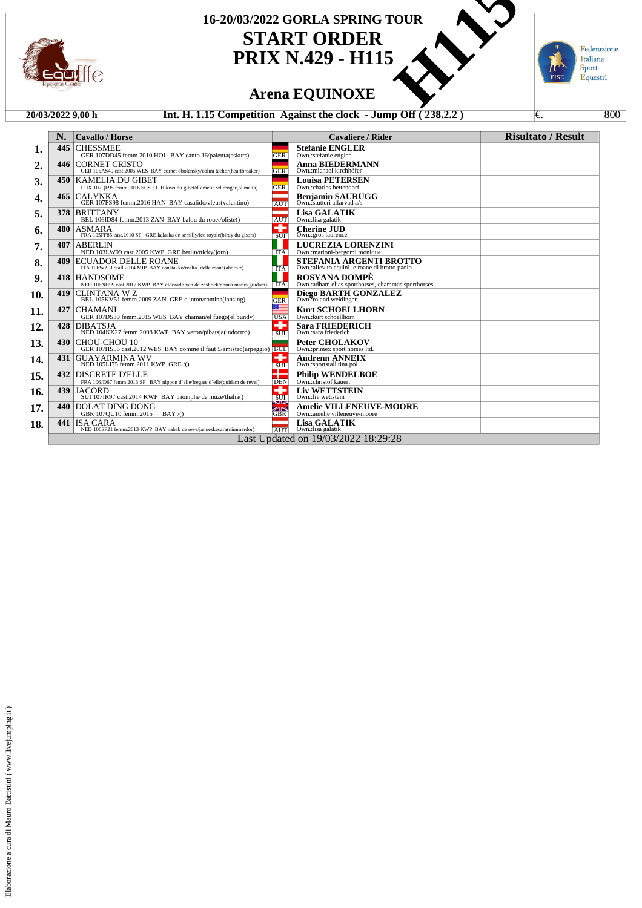# 16-20/03/2022 GORLA SPRING TOUR

# START ORDER

# PRIX N.429 - H115

H115

## Arena EQUINOXE

Federazione Italiana Sport Equestri

FISE

**20/03/2022 9,00 h** | **Int. H. 1.15 Competition Against the clock - Jump Off ( 238.2.2 )** | €. 800

| | N. | Cavallo / Horse | | Cavaliere / Rider | Risultato / Result |
|---|---|---|---|---|---|
| 1. | 445 | CHESSMEE<br>GER 107DD45 femm.2010 HOL BAY canto 16/palenta(eskurs) | GER | **Stefanie ENGLER**<br>Own.:stefanie engler | |
| 2. | 446 | CORNET CRISTO<br>GER 105AS49 cast.2006 WES BAY cornet obolensky/colini tachor(heartbreaker) | GER | **Anna BIEDERMANN**<br>Own.:michael kirchhöfer | |
| 3. | 450 | KAMELIA DU GIBET<br>LUX 107QF95 femm.2016 SCS OTH kiwi du gibet/d'amelie vd renger(ol metta) | GER | **Louisa PETERSEN**<br>Own.:charles bettendorf | |
| 4. | 465 | CALYNKA<br>GER 107PS98 femm.2016 HAN BAY casalido/vleur(valentino) | AUT | **Benjamin SAURUGG**<br>Own.:stutteri alfarvad a/s | |
| 5. | 378 | BRITTANY<br>BEL 106ID84 femm.2013 ZAN BAY balou du rouet/oliste() | AUT | **Lisa GALATIK**<br>Own.:lisa galatik | |
| 6. | 400 | ASMARA<br>FRA 105FF85 cast.2010 SF GRE kalaska de semilly/ice royale(birdy du gisors) | SUI | **Cherine JUD**<br>Own.:gros laurence | |
| 7. | 407 | ABERLIN<br>NED 103LW99 cast.2005 KWP GRE berlin/nicky(jorn) | ITA | **LUCREZIA LORENZINI**<br>Own.:marioni-bergomi monique | |
| 8. | 409 | ECUADOR DELLE ROANE<br>ITA 106WZ01 stall.2014 MIP BAY canstakko/realta' delle roane(ahorn z) | ITA | **STEFANIA ARGENTI BROTTO**<br>Own.:allev.to equini le roane di brotto paolo | |
| 9. | 418 | HANDSOME<br>NED 106NH99 cast.2012 KWP BAY eldorado van de zeshoek/nonna manis(guidam) | ITA | **ROSYANA DOMPÈ**<br>Own.:adham elias sporthorses, chammas sporthorses | |
| 10. | 419 | CLINTANA W Z<br>BEL 105KV51 femm.2009 ZAN GRE clinton/romina(lansing) | GER | **Diego BARTH GONZALEZ**<br>Own.:roland weidinger | |
| 11. | 427 | CHAMANI<br>GER 107DS39 femm.2015 WES BAY chaman/el fuego(el bundy) | USA | **Kurt SCHOELLHORN**<br>Own.:kurt schoellhorn | |
| 12. | 428 | DIBATSJA<br>NED 104KX27 femm.2008 KWP BAY veron/pibatsja(indoctro) | SUI | **Sara FRIEDERICH**<br>Own.:sara friederich | |
| 13. | 430 | CHOU-CHOU 10<br>GER 107HS56 cast.2012 WES BAY comme il faut 5/amistad(arpeggio) | BUL | **Peter CHOLAKOV**<br>Own.:primex sport horses ltd. | |
| 14. | 431 | GUAYARMINA WV<br>NED 105LI75 femm.2011 KWP GRE /() | SUI | **Audrenn ANNEIX**<br>Own.:sportstall tina pol | |
| 15. | 432 | DISCRETE D'ELLE<br>FRA 106JD67 femm.2013 SF BAY nippon d'elle/fregate d'elle(quidam de revel) | DEN | **Philip WENDELBOE**<br>Own.:christof kauert | |
| 16. | 439 | JACORD<br>SUI 107IR97 cast.2014 KWP BAY triomphe de muze/thalia() | SUI | **Liv WETTSTEIN**<br>Own.:liv wettstein | |
| 17. | 440 | DOLAT DING DONG<br>GBR 107QU10 femm.2015 BAY /() | GBR | **Amelie VILLENEUVE-MOORE**<br>Own.:amelie villeneuve-moore | |
| 18. | 441 | ISA CARA<br>NED 106SF21 femm.2013 KWP BAY nabab de reve/janoeskacara(nimmerdor) | AUT | **Lisa GALATIK**<br>Own.:lisa galatik | |

Last Updated on 19/03/2022 18:29:28

Elaborazione a cura di Mauro Battistini ( www.livejumping.it )